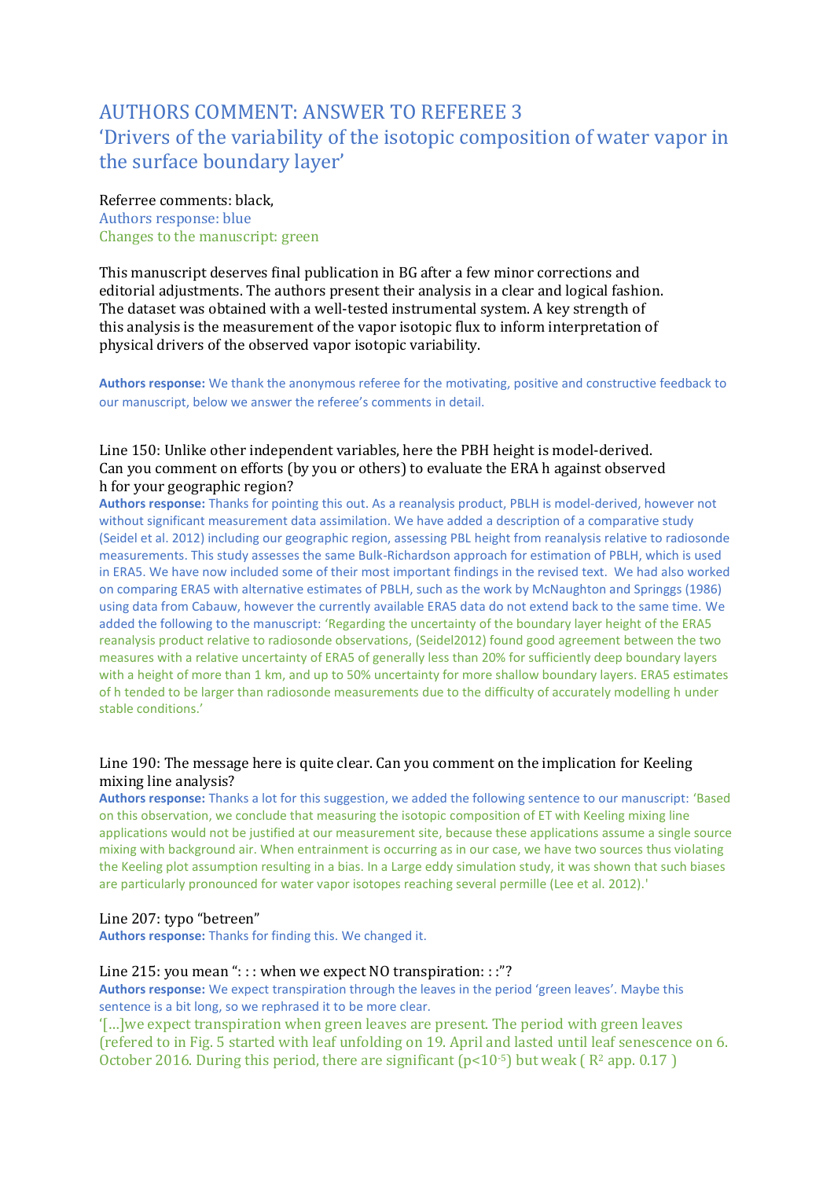# AUTHORS COMMENT: ANSWER TO REFEREE 3

## 'Drivers of the variability of the isotopic composition of water vapor in the surface boundary layer'

Referee comments: black,
Authors response: blue
Changes to the manuscript: green

This manuscript deserves final publication in BG after a few minor corrections and editorial adjustments. The authors present their analysis in a clear and logical fashion. The dataset was obtained with a well-tested instrumental system. A key strength of this analysis is the measurement of the vapor isotopic flux to inform interpretation of physical drivers of the observed vapor isotopic variability.

**Authors response:** We thank the anonymous referee for the motivating, positive and constructive feedback to our manuscript, below we answer the referee's comments in detail.

Line 150: Unlike other independent variables, here the PBH height is model-derived. Can you comment on efforts (by you or others) to evaluate the ERA h against observed h for your geographic region?

**Authors response:** Thanks for pointing this out. As a reanalysis product, PBLH is model-derived, however not without significant measurement data assimilation. We have added a description of a comparative study (Seidel et al. 2012) including our geographic region, assessing PBL height from reanalysis relative to radiosonde measurements. This study assesses the same Bulk-Richardson approach for estimation of PBLH, which is used in ERA5. We have now included some of their most important findings in the revised text. We had also worked on comparing ERA5 with alternative estimates of PBLH, such as the work by McNaughton and Springgs (1986) using data from Cabauw, however the currently available ERA5 data do not extend back to the same time. We added the following to the manuscript: 'Regarding the uncertainty of the boundary layer height of the ERA5 reanalysis product relative to radiosonde observations, (Seidel2012) found good agreement between the two measures with a relative uncertainty of ERA5 of generally less than 20% for sufficiently deep boundary layers with a height of more than 1 km, and up to 50% uncertainty for more shallow boundary layers. ERA5 estimates of h tended to be larger than radiosonde measurements due to the difficulty of accurately modelling h under stable conditions.'

Line 190: The message here is quite clear. Can you comment on the implication for Keeling mixing line analysis?

**Authors response:** Thanks a lot for this suggestion, we added the following sentence to our manuscript: 'Based on this observation, we conclude that measuring the isotopic composition of ET with Keeling mixing line applications would not be justified at our measurement site, because these applications assume a single source mixing with background air. When entrainment is occurring as in our case, we have two sources thus violating the Keeling plot assumption resulting in a bias. In a Large eddy simulation study, it was shown that such biases are particularly pronounced for water vapor isotopes reaching several permille (Lee et al. 2012).'

Line 207: typo "betreen"

**Authors response:** Thanks for finding this. We changed it.

Line 215: you mean ": : : when we expect NO transpiration: : :"?

**Authors response:** We expect transpiration through the leaves in the period 'green leaves'. Maybe this sentence is a bit long, so we rephrased it to be more clear.

'[…]we expect transpiration when green leaves are present. The period with green leaves (refered to in Fig. 5 started with leaf unfolding on 19. April and lasted until leaf senescence on 6. October 2016. During this period, there are significant ($p<10^{-5}$) but weak ( $R^2$ app. 0.17 )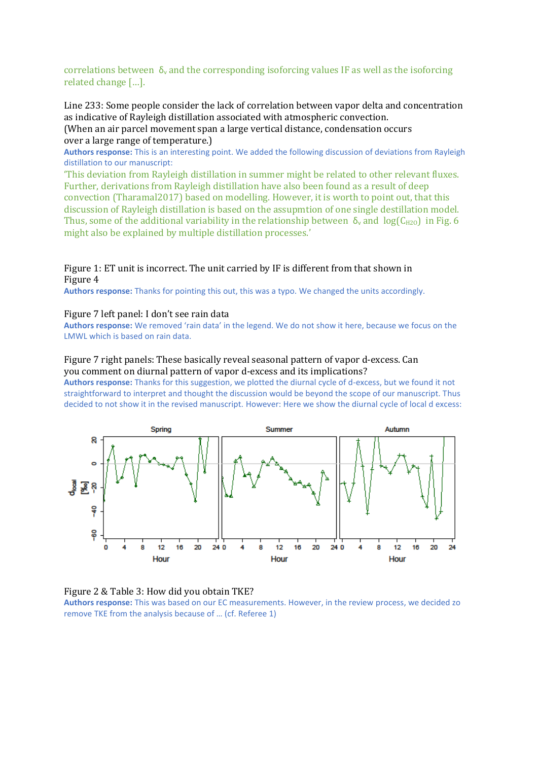correlations between $\delta_v$ and the corresponding isoforcing values IF as well as the isoforcing related change […].

Line 233: Some people consider the lack of correlation between vapor delta and concentration as indicative of Rayleigh distillation associated with atmospheric convection. (When an air parcel movement span a large vertical distance, condensation occurs over a large range of temperature.)

**Authors response:** This is an interesting point. We added the following discussion of deviations from Rayleigh distillation to our manuscript:

'This deviation from Rayleigh distillation in summer might be related to other relevant fluxes. Further, derivations from Rayleigh distillation have also been found as a result of deep convection (Tharamal2017) based on modelling. However, it is worth to point out, that this discussion of Rayleigh distillation is based on the assupmtion of one single destillation model. Thus, some of the additional variability in the relationship between $\delta_v$ and $\log(C_{H2O})$ in Fig. 6 might also be explained by multiple distillation processes.'

Figure 1: ET unit is incorrect. The unit carried by IF is different from that shown in Figure 4

**Authors response:** Thanks for pointing this out, this was a typo. We changed the units accordingly.

Figure 7 left panel: I don't see rain data

**Authors response:** We removed 'rain data' in the legend. We do not show it here, because we focus on the LMWL which is based on rain data.

Figure 7 right panels: These basically reveal seasonal pattern of vapor d-excess. Can you comment on diurnal pattern of vapor d-excess and its implications?

**Authors response:** Thanks for this suggestion, we plotted the diurnal cycle of d-excess, but we found it not straightforward to interpret and thought the discussion would be beyond the scope of our manuscript. Thus decided to not show it in the revised manuscript. However: Here we show the diurnal cycle of local d excess:

Spring

Summer

Autumn

$d_{local}$ [‰]

20
0
-20
-40
-60

0 4 8 12 16 20 24

Hour

Figure 2 & Table 3: How did you obtain TKE?

**Authors response:** This was based on our EC measurements. However, in the review process, we decided zo remove TKE from the analysis because of … (cf. Referee 1)